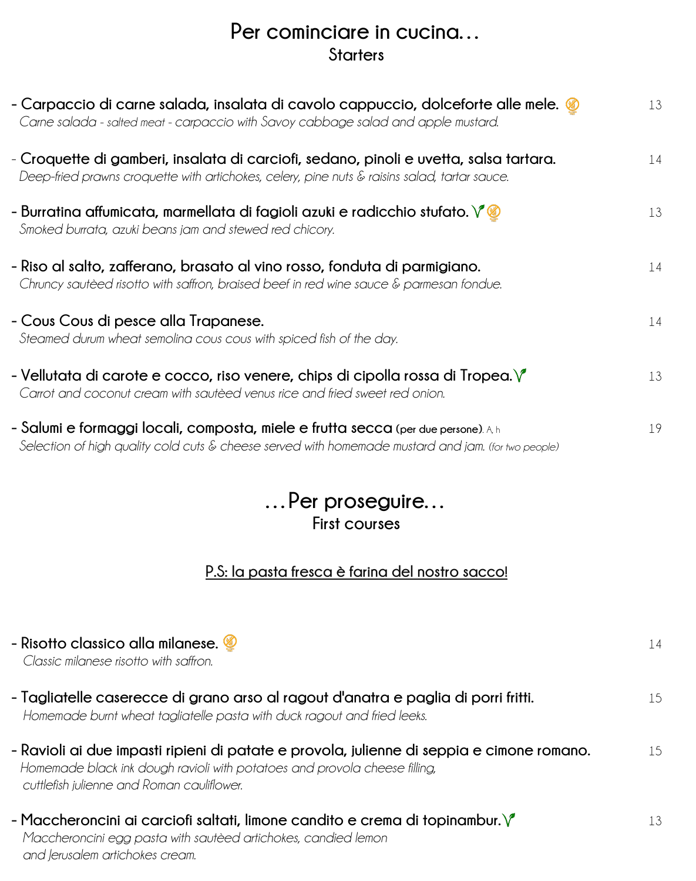# Per cominciare in cucina…
## Starters

- **Carpaccio di carne salada, insalata di cavolo cappuccio, dolceforte alle mele.** — 13
  *Carne salada - salted meat - carpaccio with Savoy cabbage salad and apple mustard.*

- **Croquette di gamberi, insalata di carciofi, sedano, pinoli e uvetta, salsa tartara.** — 14
  *Deep-fried prawns croquette with artichokes, celery, pine nuts & raisins salad, tartar sauce.*

- **Burratina affumicata, marmellata di fagioli azuki e radicchio stufato.** — 13
  *Smoked burrata, azuki beans jam and stewed red chicory.*

- **Riso al salto, zafferano, brasato al vino rosso, fonduta di parmigiano.** — 14
  *Chruncy sautèed risotto with saffron, braised beef in red wine sauce & parmesan fondue.*

- **Cous Cous di pesce alla Trapanese.** — 14
  *Steamed durum wheat semolina cous cous with spiced fish of the day.*

- **Vellutata di carote e cocco, riso venere, chips di cipolla rossa di Tropea.** — 13
  *Carrot and coconut cream with sautèed venus rice and fried sweet red onion.*

- **Salumi e formaggi locali, composta, miele e frutta secca (per due persone).** A, h — 19
  *Selection of high quality cold cuts & cheese served with homemade mustard and jam. (for two people)*

# …Per proseguire…
## First courses

P.S: la pasta fresca è farina del nostro sacco!

- **Risotto classico alla milanese.** — 14
  *Classic milanese risotto with saffron.*

- **Tagliatelle caserecce di grano arso al ragout d'anatra e paglia di porri fritti.** — 15
  *Homemade burnt wheat tagliatelle pasta with duck ragout and fried leeks.*

- **Ravioli ai due impasti ripieni di patate e provola, julienne di seppia e cimone romano.** — 15
  *Homemade black ink dough ravioli with potatoes and provola cheese filling, cuttlefish julienne and Roman cauliflower.*

- **Maccheroncini ai carciofi saltati, limone candito e crema di topinambur.** — 13
  *Maccheroncini egg pasta with sautèed artichokes, candied lemon and Jerusalem artichokes cream.*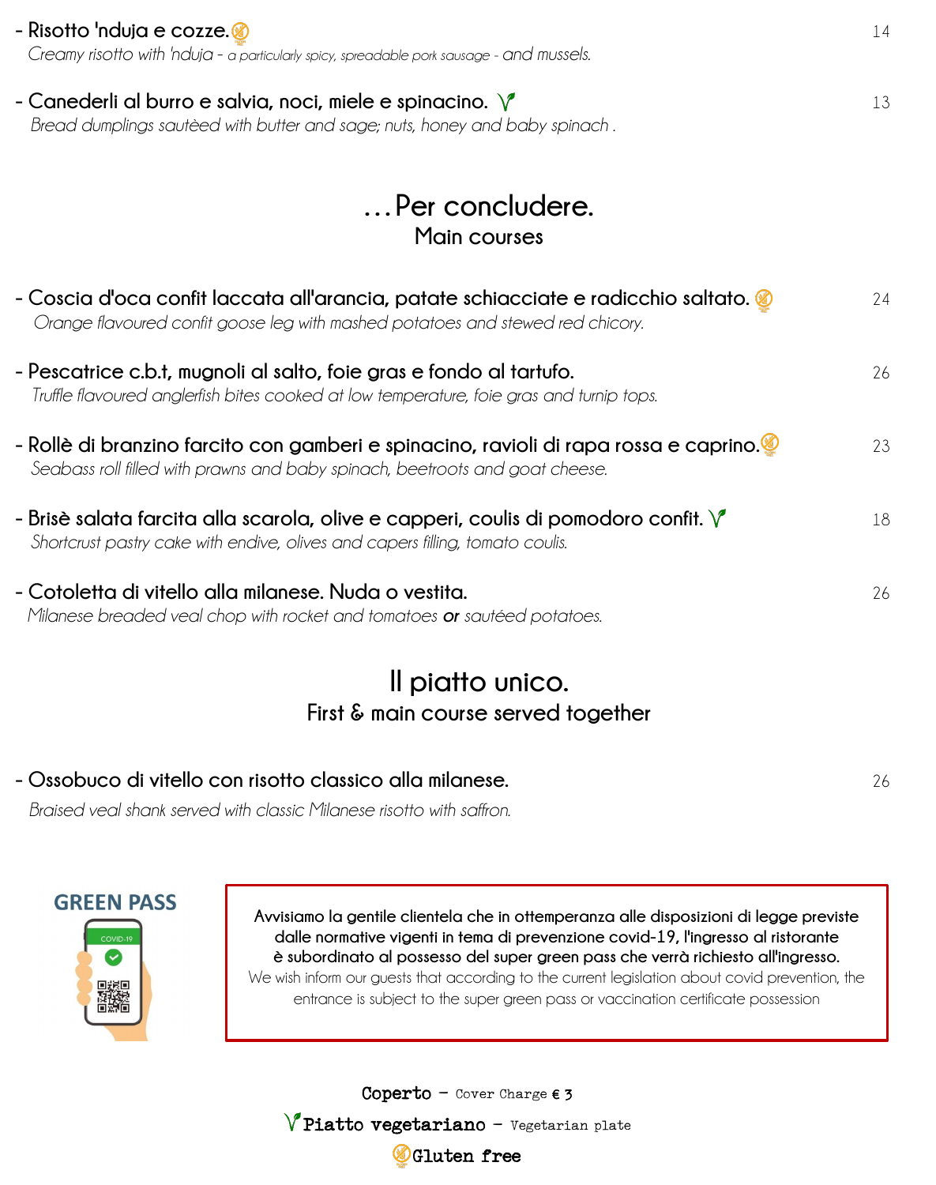- **Risotto 'nduja e cozze.** (Gluten free) — 14
  *Creamy risotto with 'nduja - a particularly spicy, spreadable pork sausage - and mussels.*

- **Canederli al burro e salvia, noci, miele e spinacino.** (Vegetarian) — 13
  *Bread dumplings sautèed with butter and sage; nuts, honey and baby spinach .*

## …Per concludere.
### Main courses

- **Coscia d'oca confit laccata all'arancia, patate schiacciate e radicchio saltato.** (Gluten free) — 24
  *Orange flavoured confit goose leg with mashed potatoes and stewed red chicory.*

- **Pescatrice c.b.t, mugnoli al salto, foie gras e fondo al tartufo.** — 26
  *Truffle flavoured anglerfish bites cooked at low temperature, foie gras and turnip tops.*

- **Rollè di branzino farcito con gamberi e spinacino, ravioli di rapa rossa e caprino.** (Gluten free) — 23
  *Seabass roll filled with prawns and baby spinach, beetroots and goat cheese.*

- **Brisè salata farcita alla scarola, olive e capperi, coulis di pomodoro confit.** (Vegetarian) — 18
  *Shortcrust pastry cake with endive, olives and capers filling, tomato coulis.*

- **Cotoletta di vitello alla milanese. Nuda o vestita.** — 26
  *Milanese breaded veal chop with rocket and tomatoes* ***or*** *sautéed potatoes.*

## Il piatto unico.
### First & main course served together

- **Ossobuco di vitello con risotto classico alla milanese.** — 26
  *Braised veal shank served with classic Milanese risotto with saffron.*

**GREEN PASS**

**Avvisiamo la gentile clientela che in ottemperanza alle disposizioni di legge previste dalle normative vigenti in tema di prevenzione covid-19, l'ingresso al ristorante è subordinato al possesso del super green pass che verrà richiesto all'ingresso.**
We wish inform our guests that according to the current legislation about covid prevention, the entrance is subject to the super green pass or vaccination certificate possession

**Coperto** – Cover Charge **€ 3**

**Piatto vegetariano** – Vegetarian plate

**Gluten free**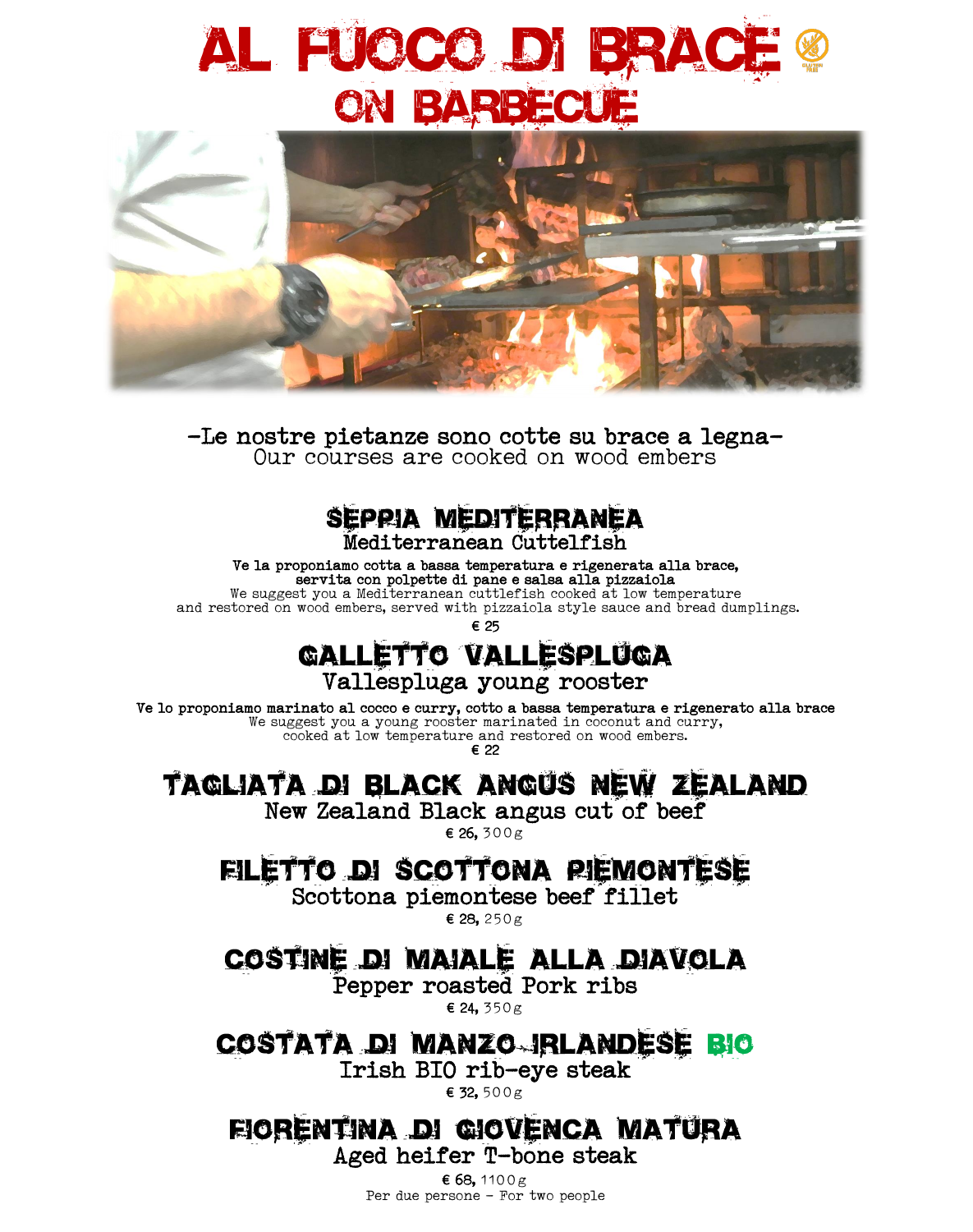# AL FUOCO DI BRACE

## ON BARBECUE

-Le nostre pietanze sono cotte su brace a legna-
Our courses are cooked on wood embers

### SEPPIA MEDITERRANEA
Mediterranean Cuttelfish

**Ve la proponiamo cotta a bassa temperatura e rigenerata alla brace, servita con polpette di pane e salsa alla pizzaiola**
We suggest you a Mediterranean cuttlefish cooked at low temperature and restored on wood embers, served with pizzaiola style sauce and bread dumplings.

€ 25

### GALLETTO VALLESPLUGA
Vallespluga young rooster

**Ve lo proponiamo marinato al cocco e curry, cotto a bassa temperatura e rigenerato alla brace**
We suggest you a young rooster marinated in coconut and curry, cooked at low temperature and restored on wood embers.

€ 22

### TAGLIATA DI BLACK ANGUS NEW ZEALAND
New Zealand Black angus cut of beef

€ 26, 300g

### FILETTO DI SCOTTONA PIEMONTESE
Scottona piemontese beef fillet

€ 28, 250g

### COSTINE DI MAIALE ALLA DIAVOLA
Pepper roasted Pork ribs

€ 24, 350g

### COSTATA DI MANZO IRLANDESE BIO
Irish BIO rib-eye steak

€ 32, 500g

### FIORENTINA DI GIOVENCA MATURA
Aged heifer T-bone steak

€ 68, 1100g
Per due persone - For two people